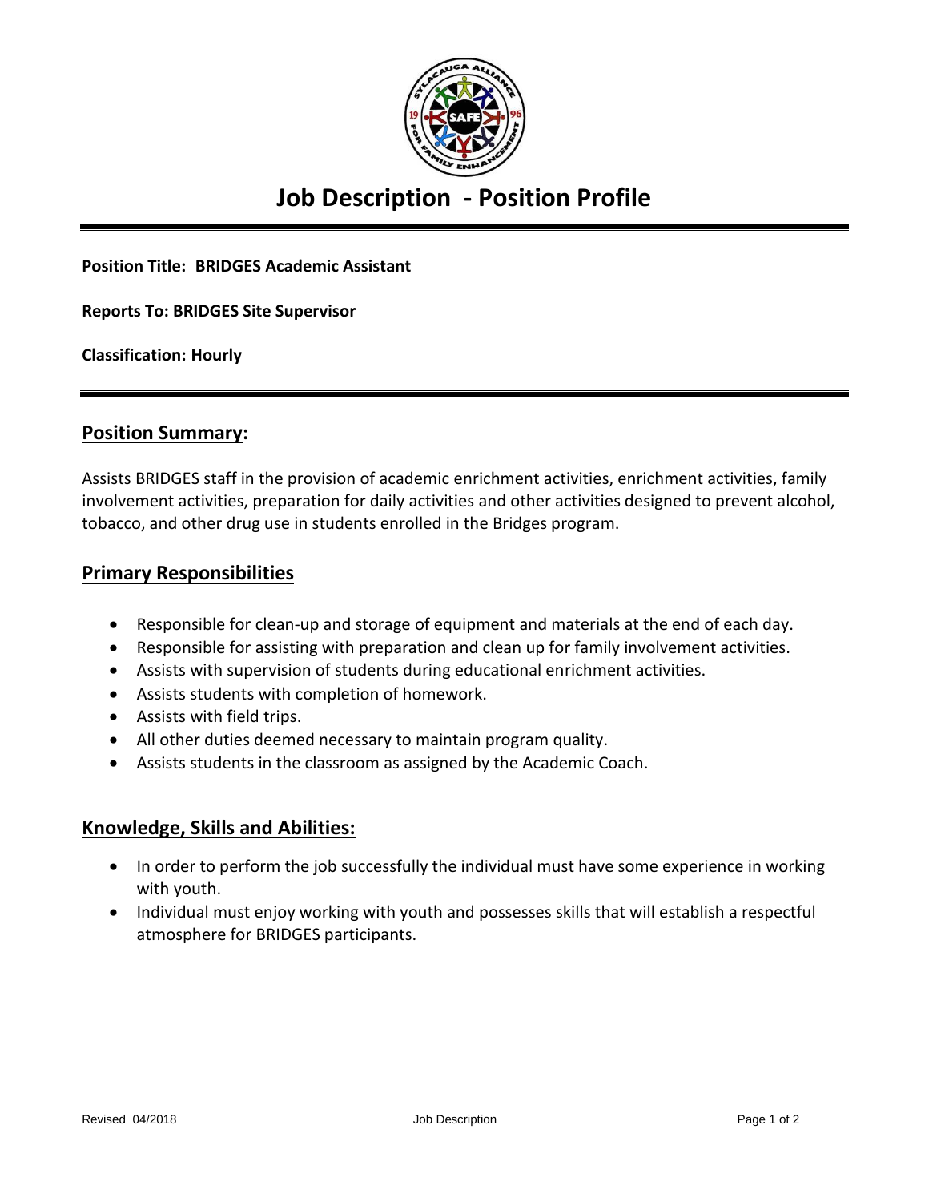# Job Description - Position Profile

**Position Title: BRIDGES Academic Assistant**

**Reports To: BRIDGES Site Supervisor**

**Classification: Hourly**

## Position Summary:

Assists BRIDGES staff in the provision of academic enrichment activities, enrichment activities, family involvement activities, preparation for daily activities and other activities designed to prevent alcohol, tobacco, and other drug use in students enrolled in the Bridges program.

## Primary Responsibilities

- Responsible for clean-up and storage of equipment and materials at the end of each day.
- Responsible for assisting with preparation and clean up for family involvement activities.
- Assists with supervision of students during educational enrichment activities.
- Assists students with completion of homework.
- Assists with field trips.
- All other duties deemed necessary to maintain program quality.
- Assists students in the classroom as assigned by the Academic Coach.

## Knowledge, Skills and Abilities:

- In order to perform the job successfully the individual must have some experience in working with youth.
- Individual must enjoy working with youth and possesses skills that will establish a respectful atmosphere for BRIDGES participants.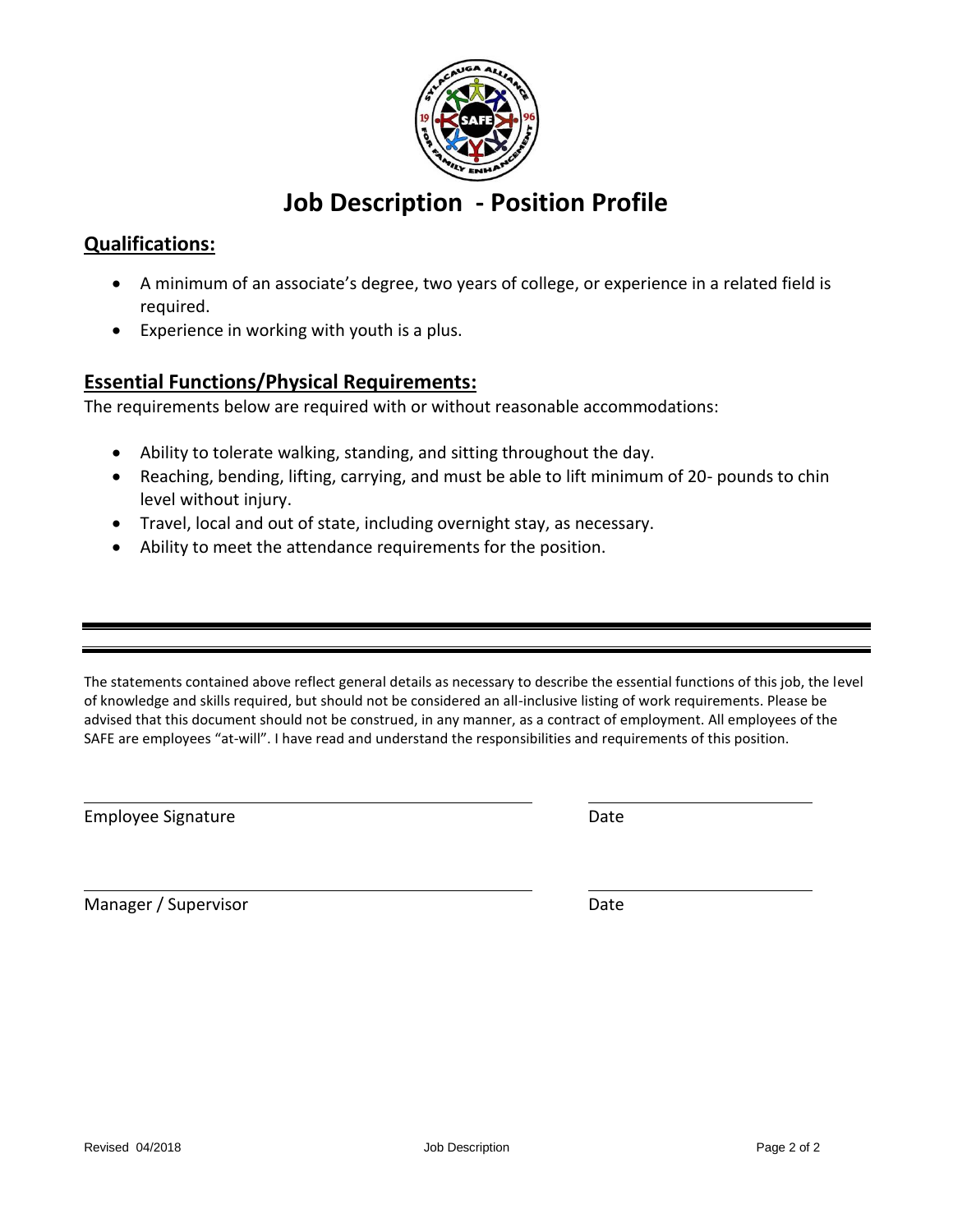# Job Description - Position Profile

## Qualifications:

- A minimum of an associate's degree, two years of college, or experience in a related field is required.
- Experience in working with youth is a plus.

## Essential Functions/Physical Requirements:

The requirements below are required with or without reasonable accommodations:

- Ability to tolerate walking, standing, and sitting throughout the day.
- Reaching, bending, lifting, carrying, and must be able to lift minimum of 20- pounds to chin level without injury.
- Travel, local and out of state, including overnight stay, as necessary.
- Ability to meet the attendance requirements for the position.

---

The statements contained above reflect general details as necessary to describe the essential functions of this job, the level of knowledge and skills required, but should not be considered an all-inclusive listing of work requirements. Please be advised that this document should not be construed, in any manner, as a contract of employment. All employees of the SAFE are employees "at-will". I have read and understand the responsibilities and requirements of this position.

Employee Signature ______________________ Date ____________

Manager / Supervisor ______________________ Date ____________

Revised 04/2018